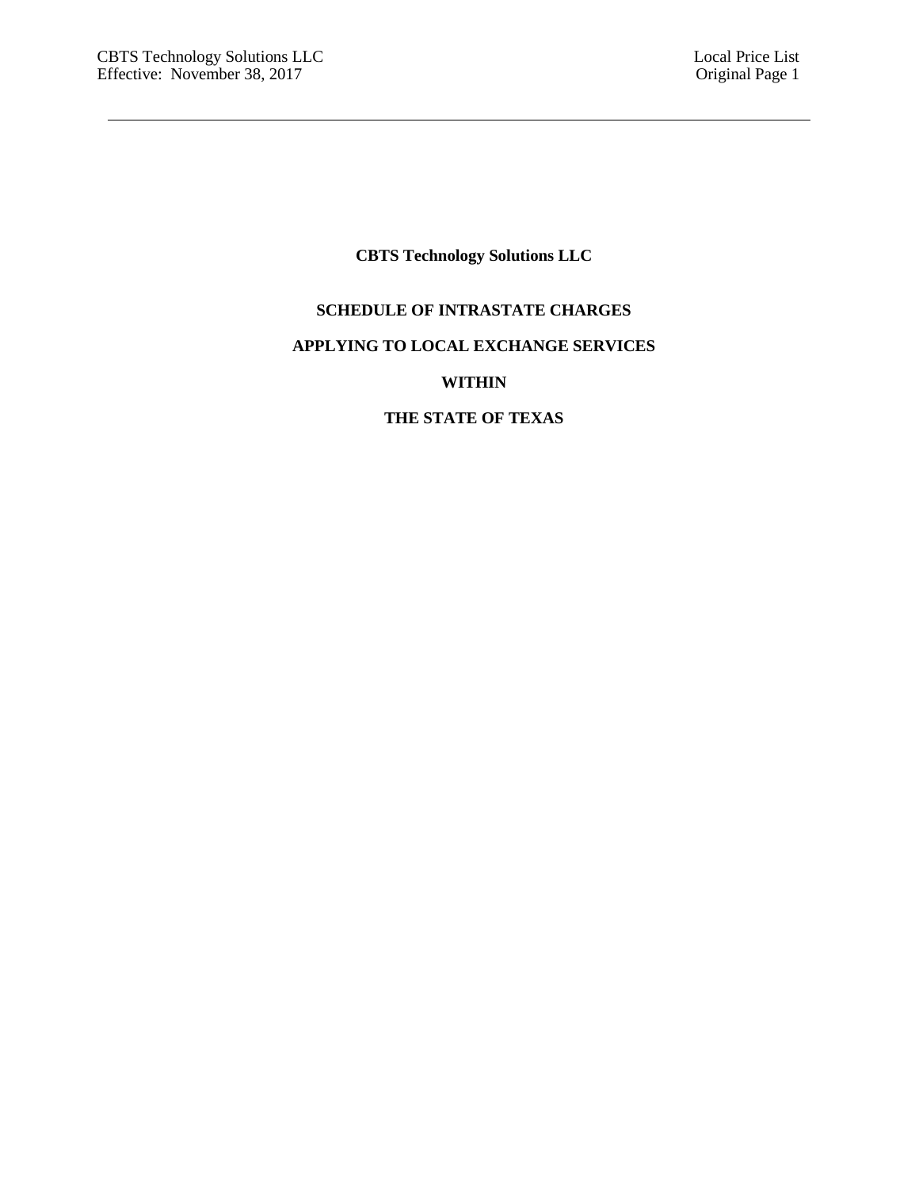**CBTS Technology Solutions LLC**

**SCHEDULE OF INTRASTATE CHARGES**

**APPLYING TO LOCAL EXCHANGE SERVICES**

**WITHIN**

**THE STATE OF TEXAS**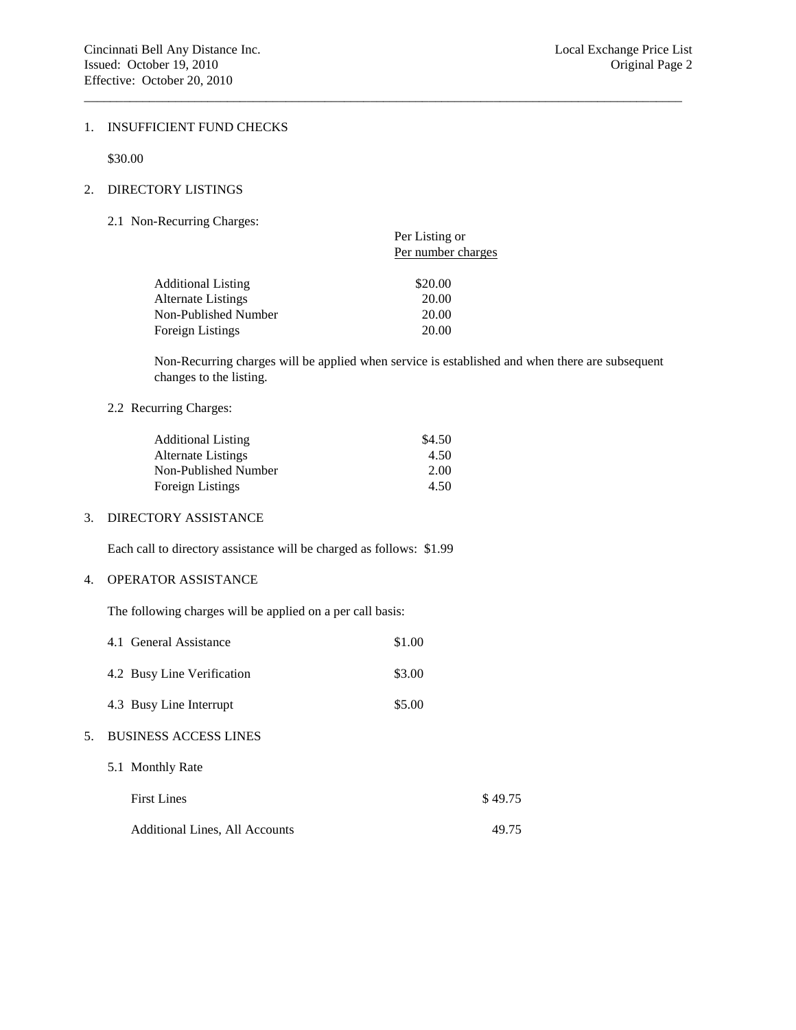## 1. INSUFFICIENT FUND CHECKS

$30.00

## 2. DIRECTORY LISTINGS

### 2.1 Non-Recurring Charges:

| | Per Listing or Per number charges |
|---|---|
| Additional Listing | $20.00 |
| Alternate Listings | 20.00 |
| Non-Published Number | 20.00 |
| Foreign Listings | 20.00 |

Non-Recurring charges will be applied when service is established and when there are subsequent changes to the listing.

### 2.2 Recurring Charges:

| | |
|---|---|
| Additional Listing | $4.50 |
| Alternate Listings | 4.50 |
| Non-Published Number | 2.00 |
| Foreign Listings | 4.50 |

## 3. DIRECTORY ASSISTANCE

Each call to directory assistance will be charged as follows: $1.99

## 4. OPERATOR ASSISTANCE

The following charges will be applied on a per call basis:

| | |
|---|---|
| 4.1 General Assistance | $1.00 |
| 4.2 Busy Line Verification | $3.00 |
| 4.3 Busy Line Interrupt | $5.00 |

## 5. BUSINESS ACCESS LINES

### 5.1 Monthly Rate

| | |
|---|---|
| First Lines | $ 49.75 |
| Additional Lines, All Accounts | 49.75 |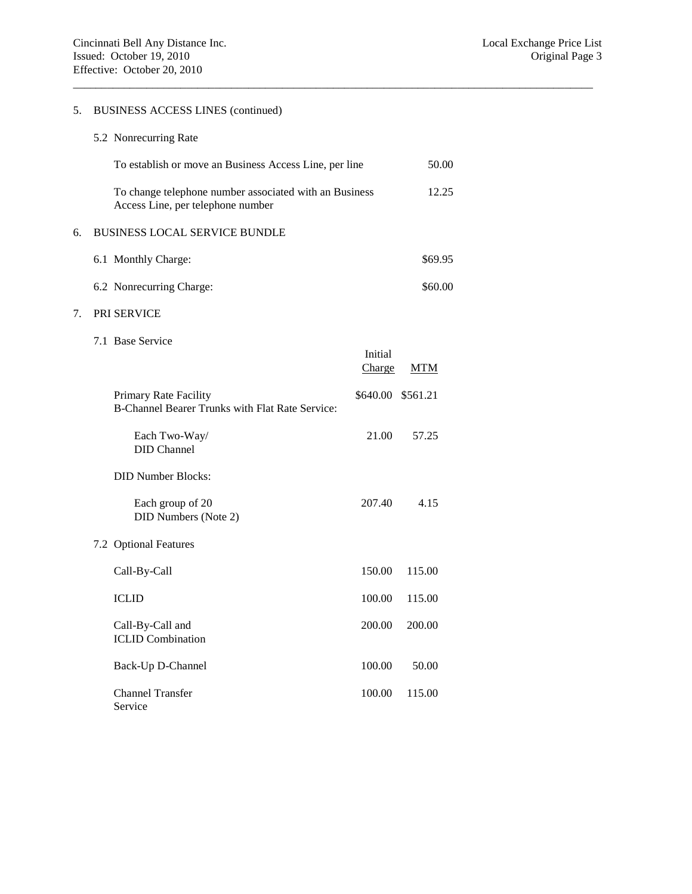## 5. BUSINESS ACCESS LINES (continued)

### 5.2 Nonrecurring Rate

| | |
|---|---|
| To establish or move an Business Access Line, per line | 50.00 |
| To change telephone number associated with an Business Access Line, per telephone number | 12.25 |

## 6. BUSINESS LOCAL SERVICE BUNDLE

| | |
|---|---|
| 6.1 Monthly Charge: | $69.95 |
| 6.2 Nonrecurring Charge: | $60.00 |

## 7. PRI SERVICE

### 7.1 Base Service

| | Initial Charge | MTM |
|---|---|---|
| Primary Rate Facility | $640.00 | $561.21 |
| B-Channel Bearer Trunks with Flat Rate Service: | | |
| Each Two-Way/ DID Channel | 21.00 | 57.25 |
| DID Number Blocks: | | |
| Each group of 20 DID Numbers (Note 2) | 207.40 | 4.15 |

### 7.2 Optional Features

| | Initial Charge | MTM |
|---|---|---|
| Call-By-Call | 150.00 | 115.00 |
| ICLID | 100.00 | 115.00 |
| Call-By-Call and ICLID Combination | 200.00 | 200.00 |
| Back-Up D-Channel | 100.00 | 50.00 |
| Channel Transfer Service | 100.00 | 115.00 |